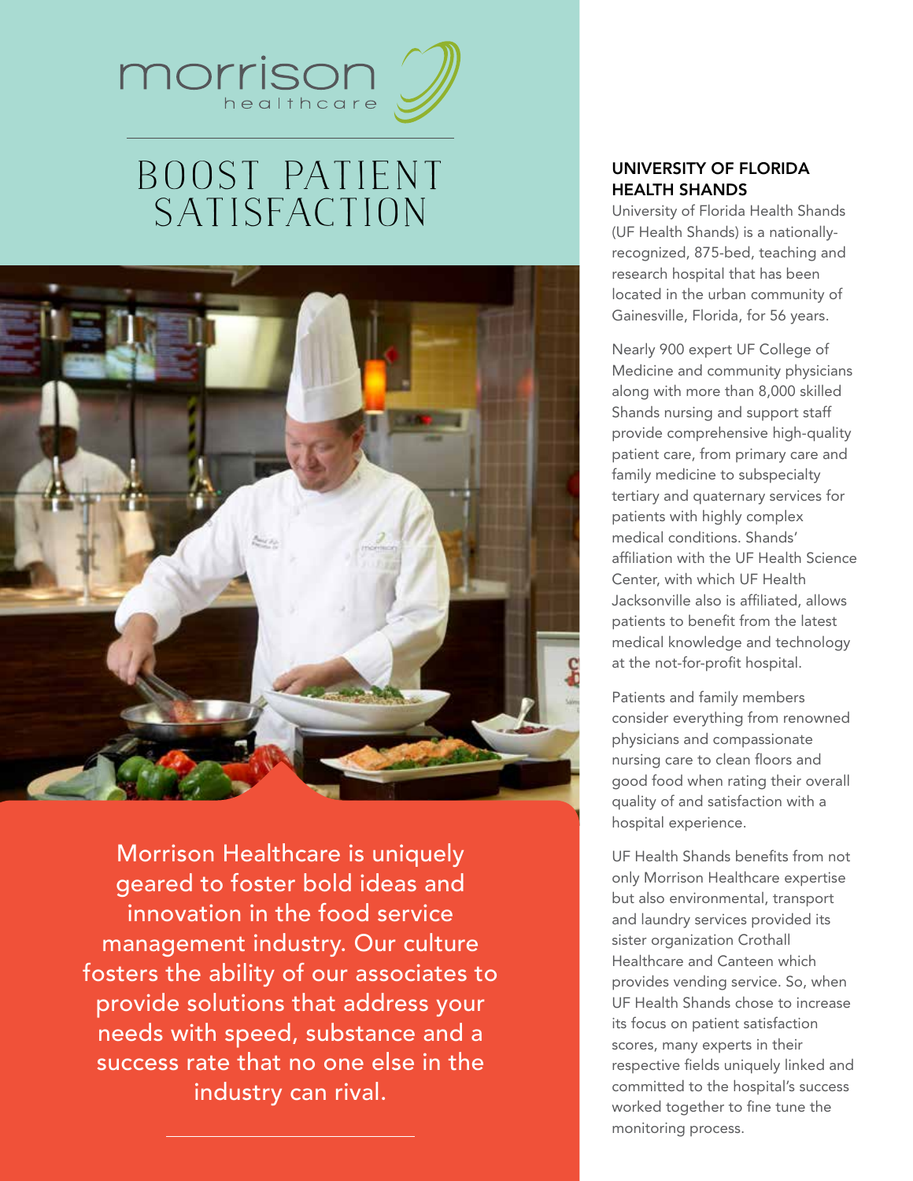morrison healthcare

# BOOST PATIENT SATISFACTION

Morrison Healthcare is uniquely geared to foster bold ideas and innovation in the food service management industry. Our culture fosters the ability of our associates to provide solutions that address your needs with speed, substance and a success rate that no one else in the industry can rival.

## UNIVERSITY OF FLORIDA HEALTH SHANDS

University of Florida Health Shands (UF Health Shands) is a nationally-recognized, 875-bed, teaching and research hospital that has been located in the urban community of Gainesville, Florida, for 56 years.

Nearly 900 expert UF College of Medicine and community physicians along with more than 8,000 skilled Shands nursing and support staff provide comprehensive high-quality patient care, from primary care and family medicine to subspecialty tertiary and quaternary services for patients with highly complex medical conditions. Shands' affiliation with the UF Health Science Center, with which UF Health Jacksonville also is affiliated, allows patients to benefit from the latest medical knowledge and technology at the not-for-profit hospital.

Patients and family members consider everything from renowned physicians and compassionate nursing care to clean floors and good food when rating their overall quality of and satisfaction with a hospital experience.

UF Health Shands benefits from not only Morrison Healthcare expertise but also environmental, transport and laundry services provided its sister organization Crothall Healthcare and Canteen which provides vending service. So, when UF Health Shands chose to increase its focus on patient satisfaction scores, many experts in their respective fields uniquely linked and committed to the hospital's success worked together to fine tune the monitoring process.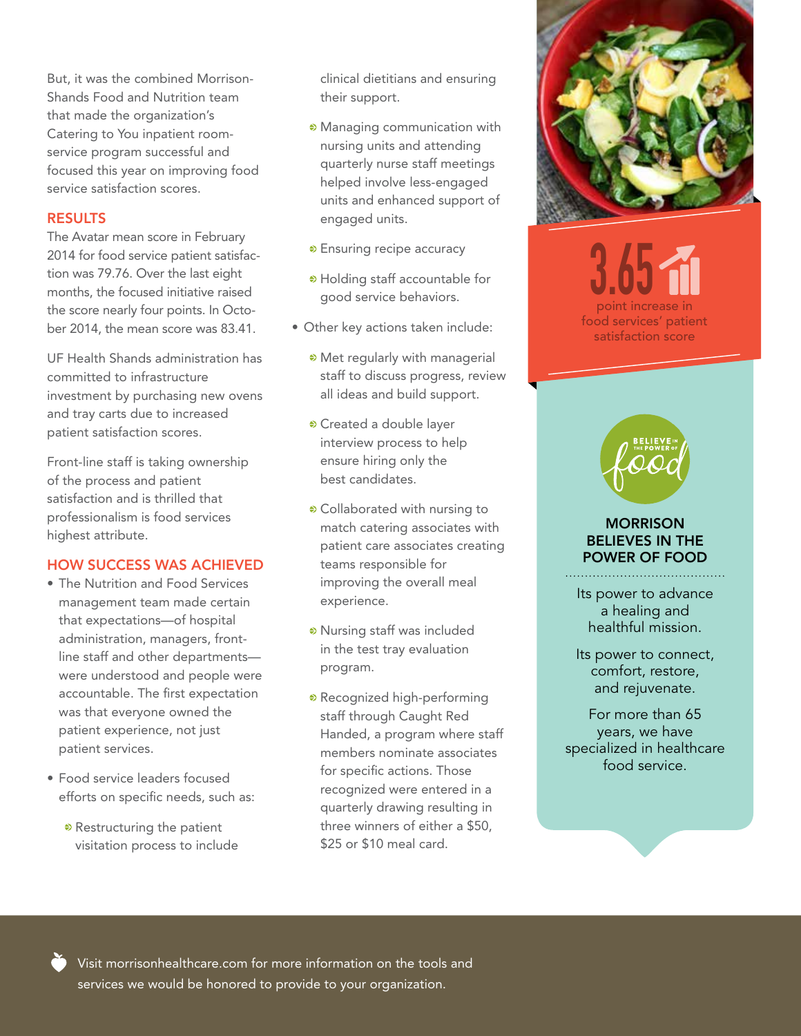But, it was the combined Morrison-Shands Food and Nutrition team that made the organization's Catering to You inpatient room-service program successful and focused this year on improving food service satisfaction scores.

## RESULTS

The Avatar mean score in February 2014 for food service patient satisfaction was 79.76. Over the last eight months, the focused initiative raised the score nearly four points. In October 2014, the mean score was 83.41.

UF Health Shands administration has committed to infrastructure investment by purchasing new ovens and tray carts due to increased patient satisfaction scores.

Front-line staff is taking ownership of the process and patient satisfaction and is thrilled that professionalism is food services highest attribute.

## HOW SUCCESS WAS ACHIEVED

- The Nutrition and Food Services management team made certain that expectations—of hospital administration, managers, front-line staff and other departments—were understood and people were accountable. The first expectation was that everyone owned the patient experience, not just patient services.
- Food service leaders focused efforts on specific needs, such as:
  - Restructuring the patient visitation process to include clinical dietitians and ensuring their support.
  - Managing communication with nursing units and attending quarterly nurse staff meetings helped involve less-engaged units and enhanced support of engaged units.
  - Ensuring recipe accuracy
  - Holding staff accountable for good service behaviors.
- Other key actions taken include:
  - Met regularly with managerial staff to discuss progress, review all ideas and build support.
  - Created a double layer interview process to help ensure hiring only the best candidates.
  - Collaborated with nursing to match catering associates with patient care associates creating teams responsible for improving the overall meal experience.
  - Nursing staff was included in the test tray evaluation program.
  - Recognized high-performing staff through Caught Red Handed, a program where staff members nominate associates for specific actions. Those recognized were entered in a quarterly drawing resulting in three winners of either a $50, $25 or $10 meal card.

**3.65** point increase in food services' patient satisfaction score

BELIEVE IN THE POWER OF food

### MORRISON BELIEVES IN THE POWER OF FOOD

Its power to advance a healing and healthful mission.

Its power to connect, comfort, restore, and rejuvenate.

For more than 65 years, we have specialized in healthcare food service.

Visit morrisonhealthcare.com for more information on the tools and services we would be honored to provide to your organization.